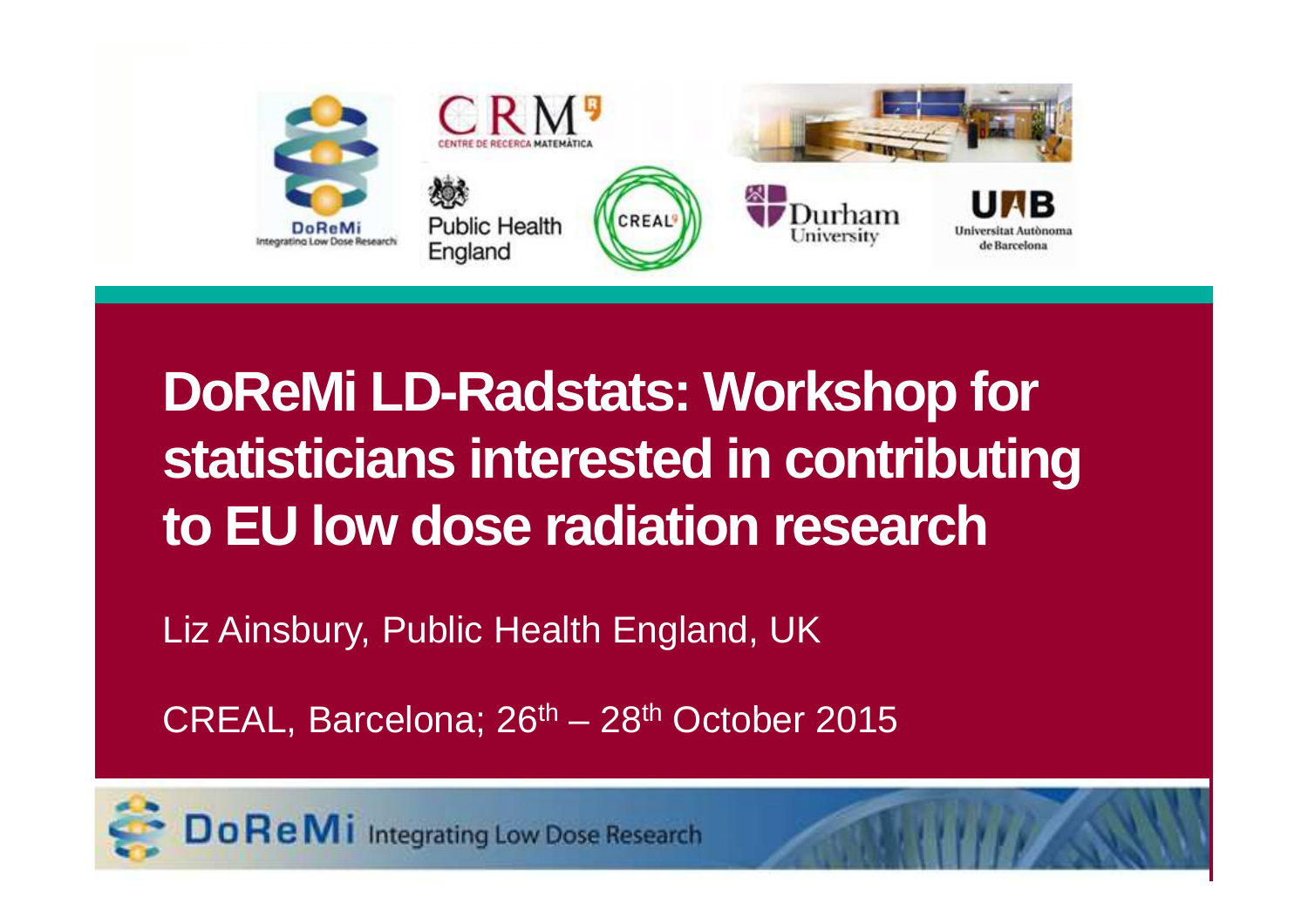# DoReMi LD-Radstats: Workshop for statisticians interested in contributing to EU low dose radiation research

Liz Ainsbury, Public Health England, UK

CREAL, Barcelona; 26$^{th}$ – 28$^{th}$ October 2015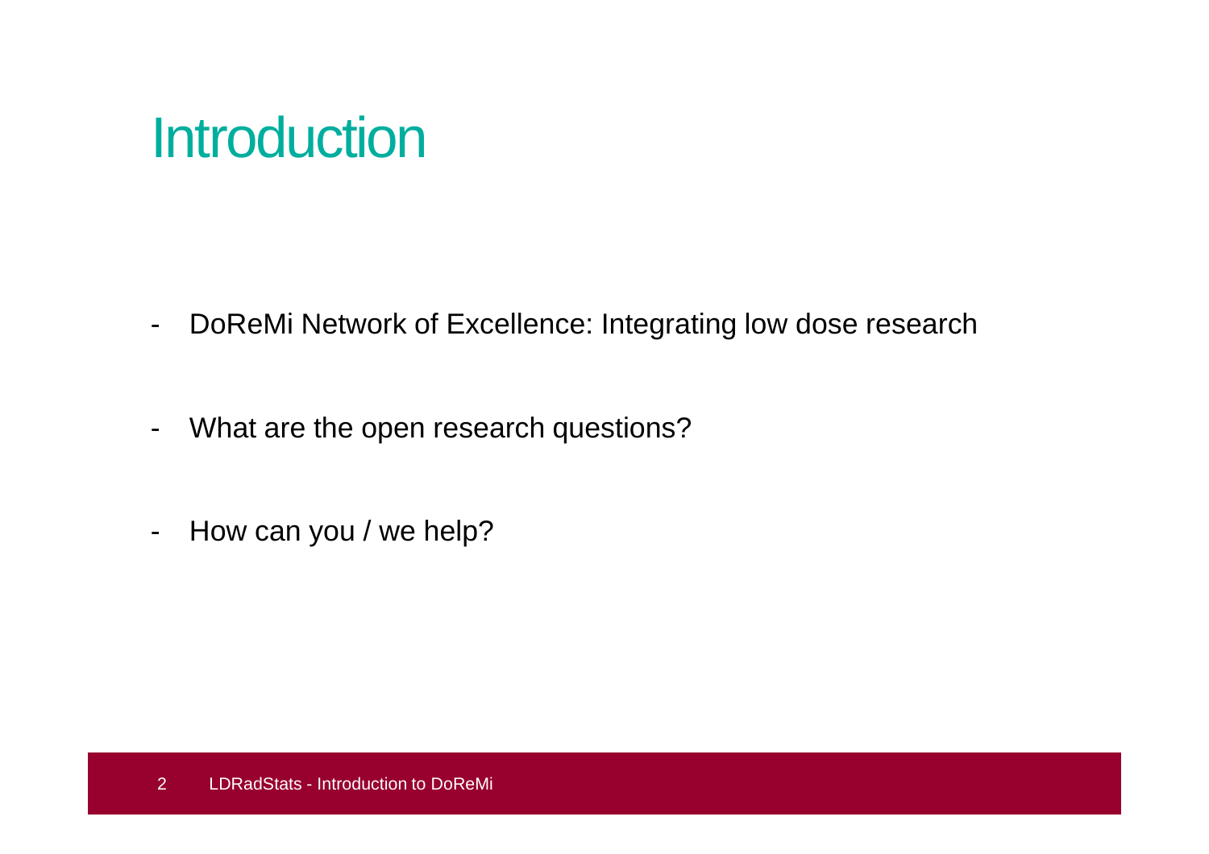# Introduction

- DoReMi Network of Excellence: Integrating low dose research
- What are the open research questions?
- How can you / we help?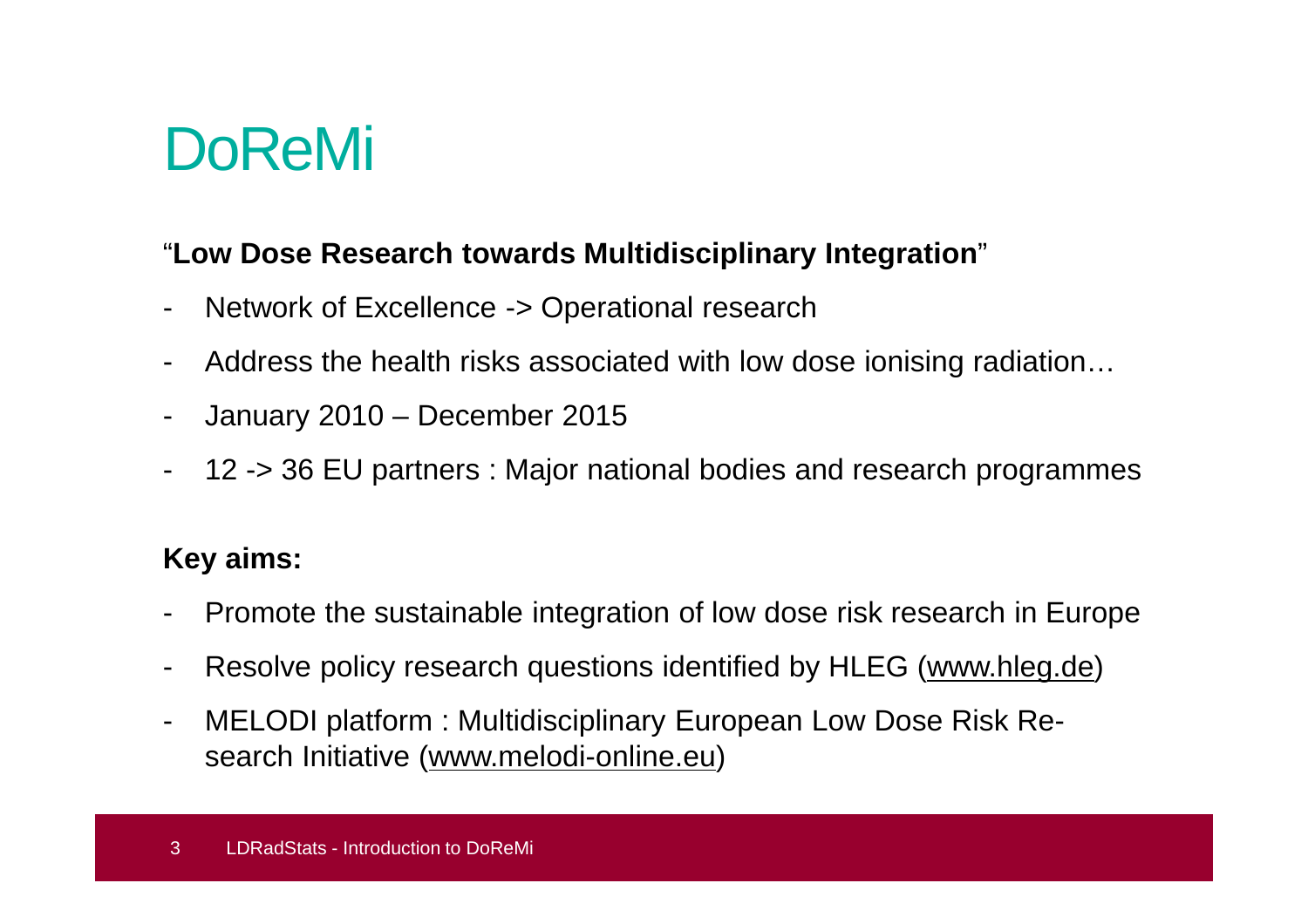# DoReMi

"**Low Dose Research towards Multidisciplinary Integration**"

- Network of Excellence -> Operational research
- Address the health risks associated with low dose ionising radiation…
- January 2010 – December 2015
- 12 -> 36 EU partners : Major national bodies and research programmes

**Key aims:**

- Promote the sustainable integration of low dose risk research in Europe
- Resolve policy research questions identified by HLEG (www.hleg.de)
- MELODI platform : Multidisciplinary European Low Dose Risk Re-search Initiative (www.melodi-online.eu)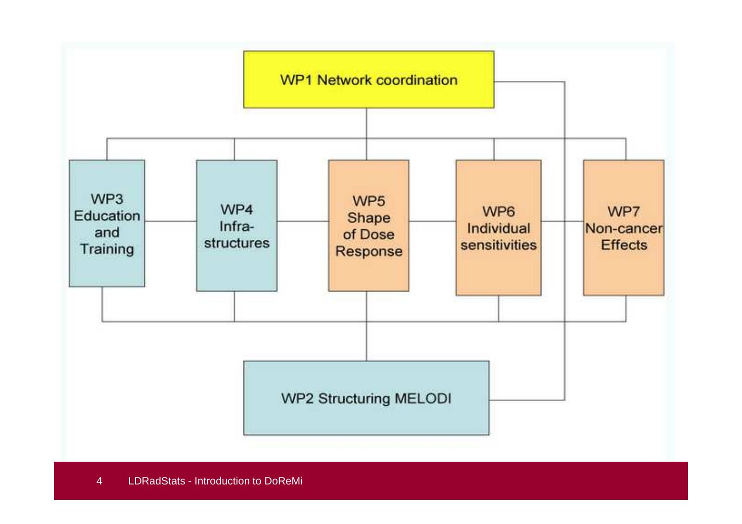WP1 Network coordination

WP3 Education and Training

WP4 Infra-structures

WP5 Shape of Dose Response

WP6 Individual sensitivities

WP7 Non-cancer Effects

WP2 Structuring MELODI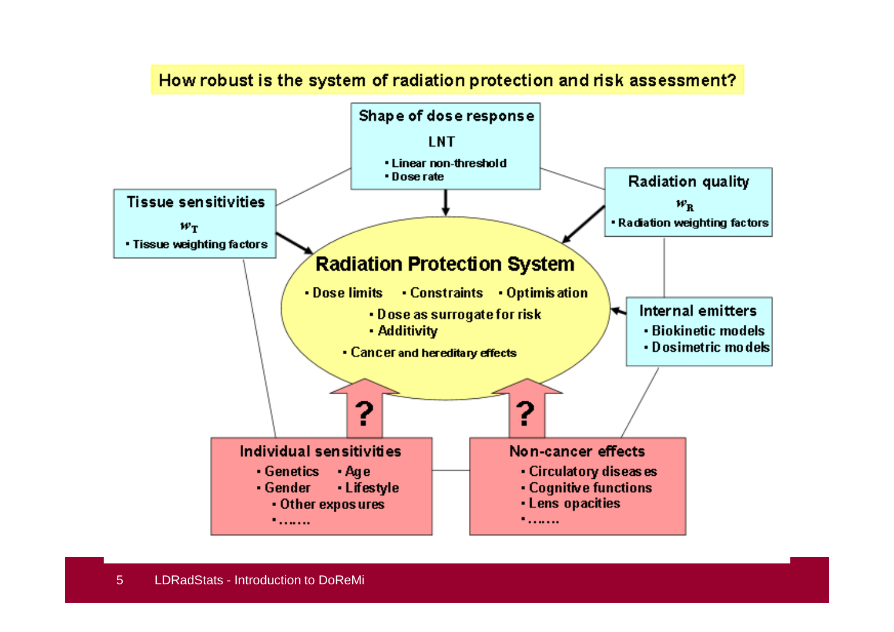## How robust is the system of radiation protection and risk assessment?

**Shape of dose response**

LNT

- Linear non-threshold
- Dose rate

**Tissue sensitivities**

$w_T$

- Tissue weighting factors

**Radiation quality**

$w_R$

- Radiation weighting factors

**Radiation Protection System**

- Dose limits
- Constraints
- Optimisation
- Dose as surrogate for risk
- Additivity
- Cancer and hereditary effects

**Internal emitters**

- Biokinetic models
- Dosimetric models

?

?

**Individual sensitivities**

- Genetics
- Age
- Gender
- Lifestyle
- Other exposures
- .......

**Non-cancer effects**

- Circulatory diseases
- Cognitive functions
- Lens opacities
- .......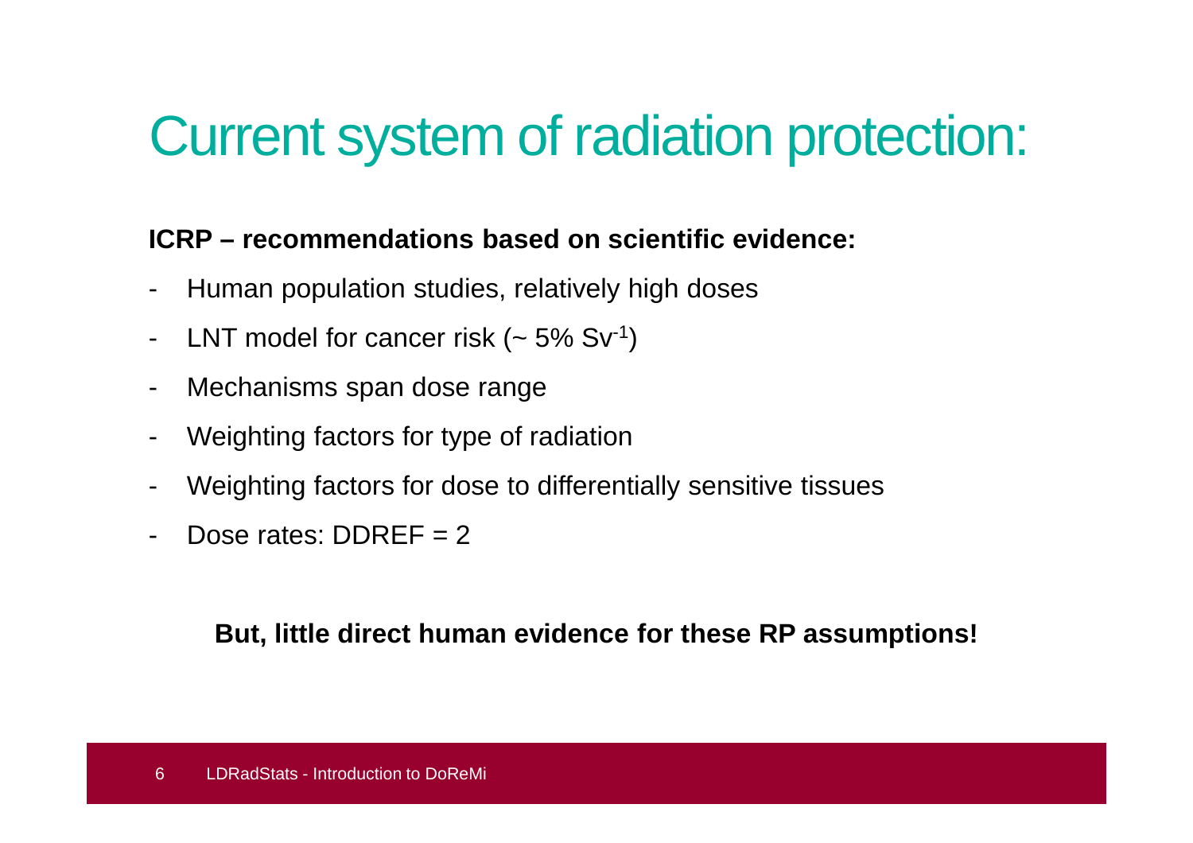# Current system of radiation protection:

**ICRP – recommendations based on scientific evidence:**

- Human population studies, relatively high doses
- LNT model for cancer risk (~ 5% $Sv^{-1}$)
- Mechanisms span dose range
- Weighting factors for type of radiation
- Weighting factors for dose to differentially sensitive tissues
- Dose rates: DDREF = 2

**But, little direct human evidence for these RP assumptions!**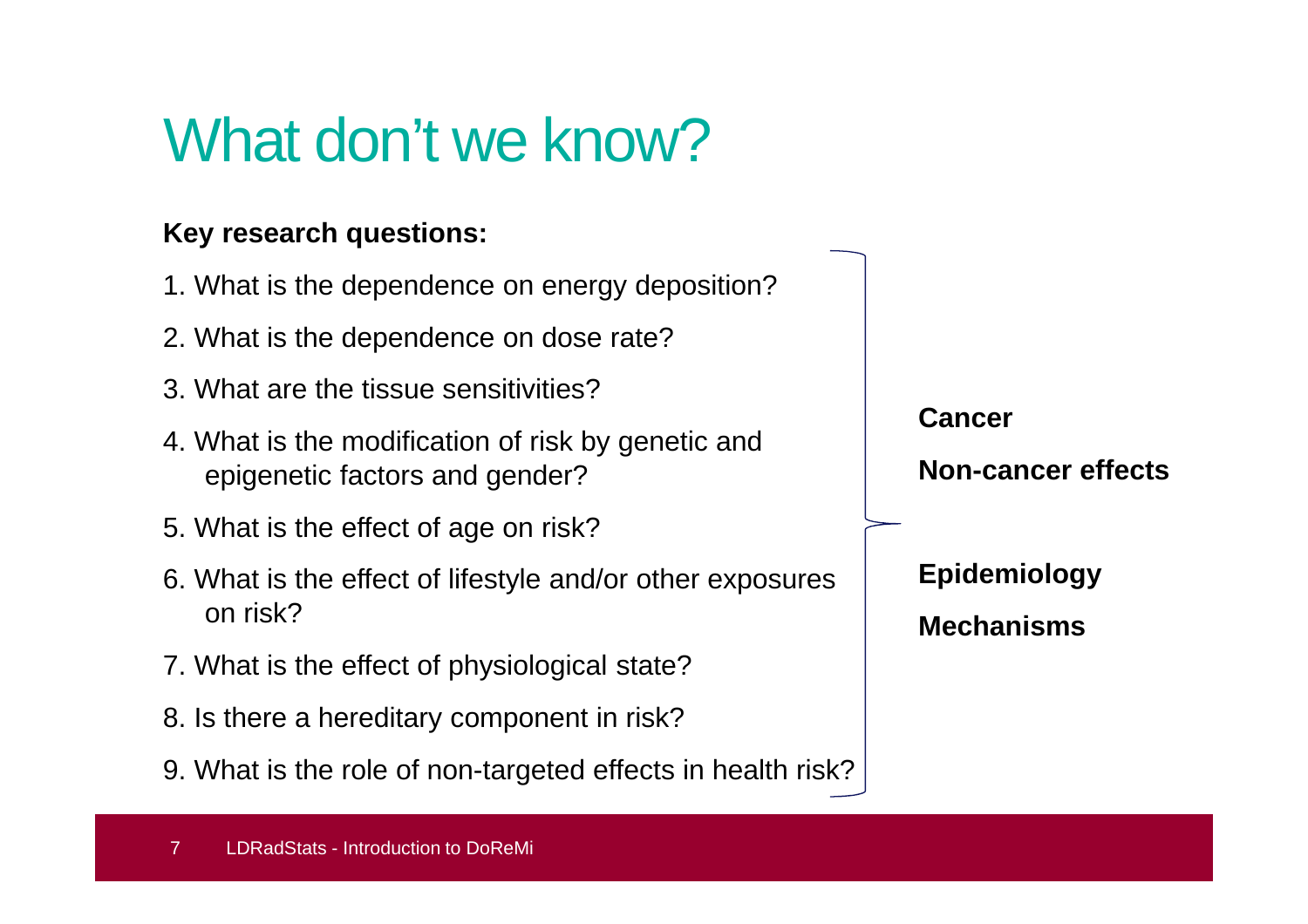# What don't we know?

**Key research questions:**

1. What is the dependence on energy deposition?
2. What is the dependence on dose rate?
3. What are the tissue sensitivities?
4. What is the modification of risk by genetic and epigenetic factors and gender?
5. What is the effect of age on risk?
6. What is the effect of lifestyle and/or other exposures on risk?
7. What is the effect of physiological state?
8. Is there a hereditary component in risk?
9. What is the role of non-targeted effects in health risk?

**Cancer**

**Non-cancer effects**

**Epidemiology**

**Mechanisms**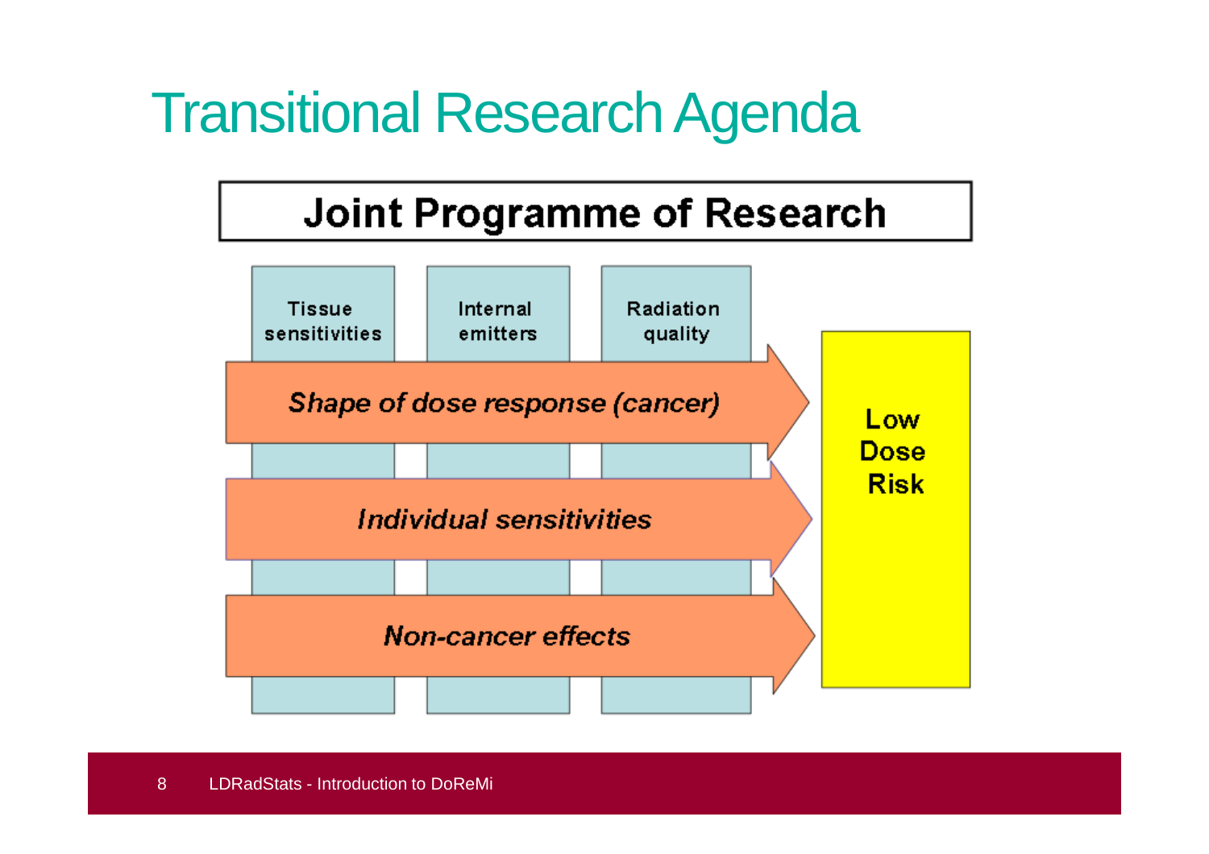# Transitional Research Agenda

**Joint Programme of Research**

- Tissue sensitivities
- Internal emitters
- Radiation quality

*Shape of dose response (cancer)*

*Individual sensitivities*

*Non-cancer effects*

Low Dose Risk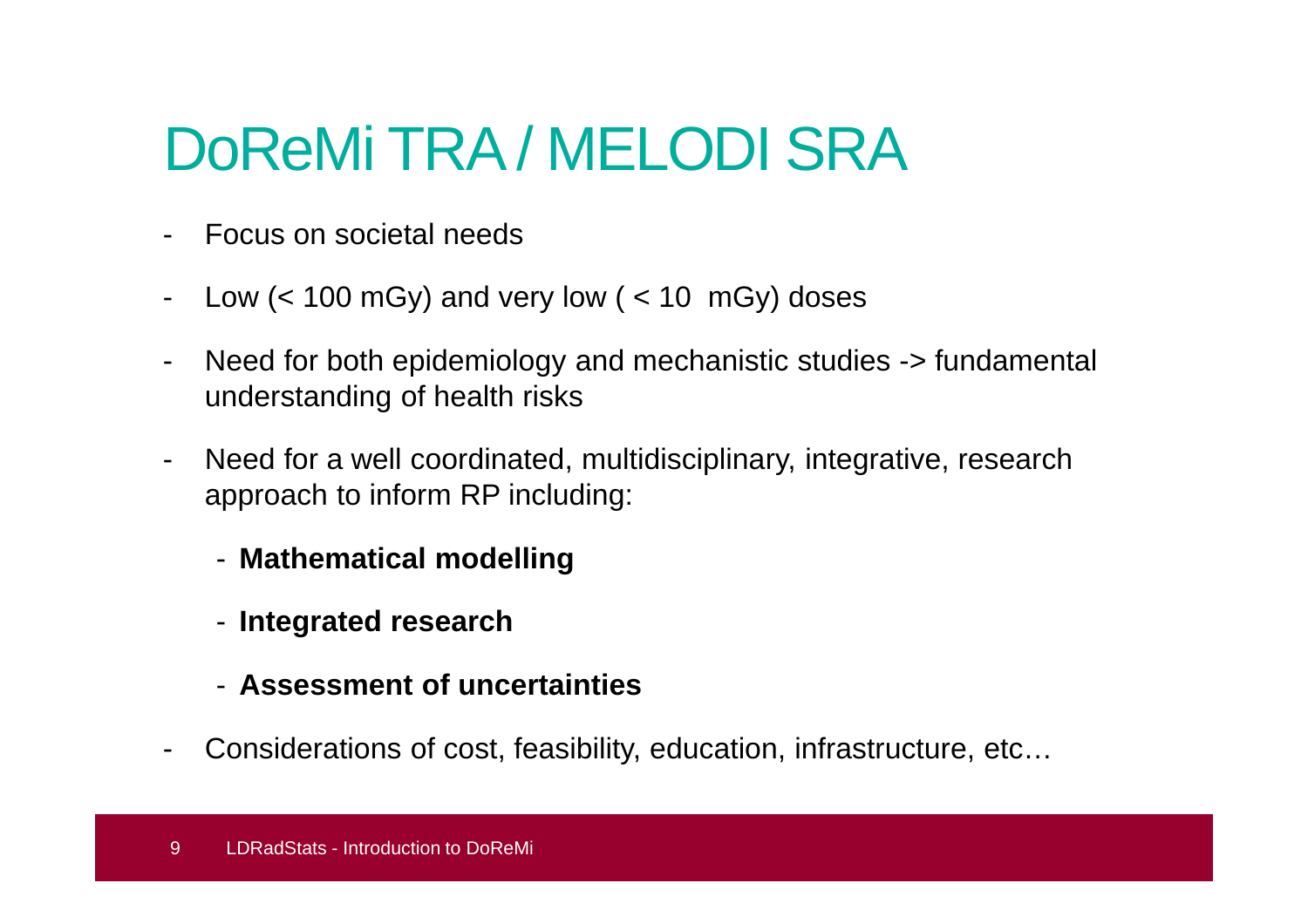# DoReMi TRA / MELODI SRA

- Focus on societal needs
- Low (< 100 mGy) and very low ( < 10 mGy) doses
- Need for both epidemiology and mechanistic studies -> fundamental understanding of health risks
- Need for a well coordinated, multidisciplinary, integrative, research approach to inform RP including:
  - **Mathematical modelling**
  - **Integrated research**
  - **Assessment of uncertainties**
- Considerations of cost, feasibility, education, infrastructure, etc…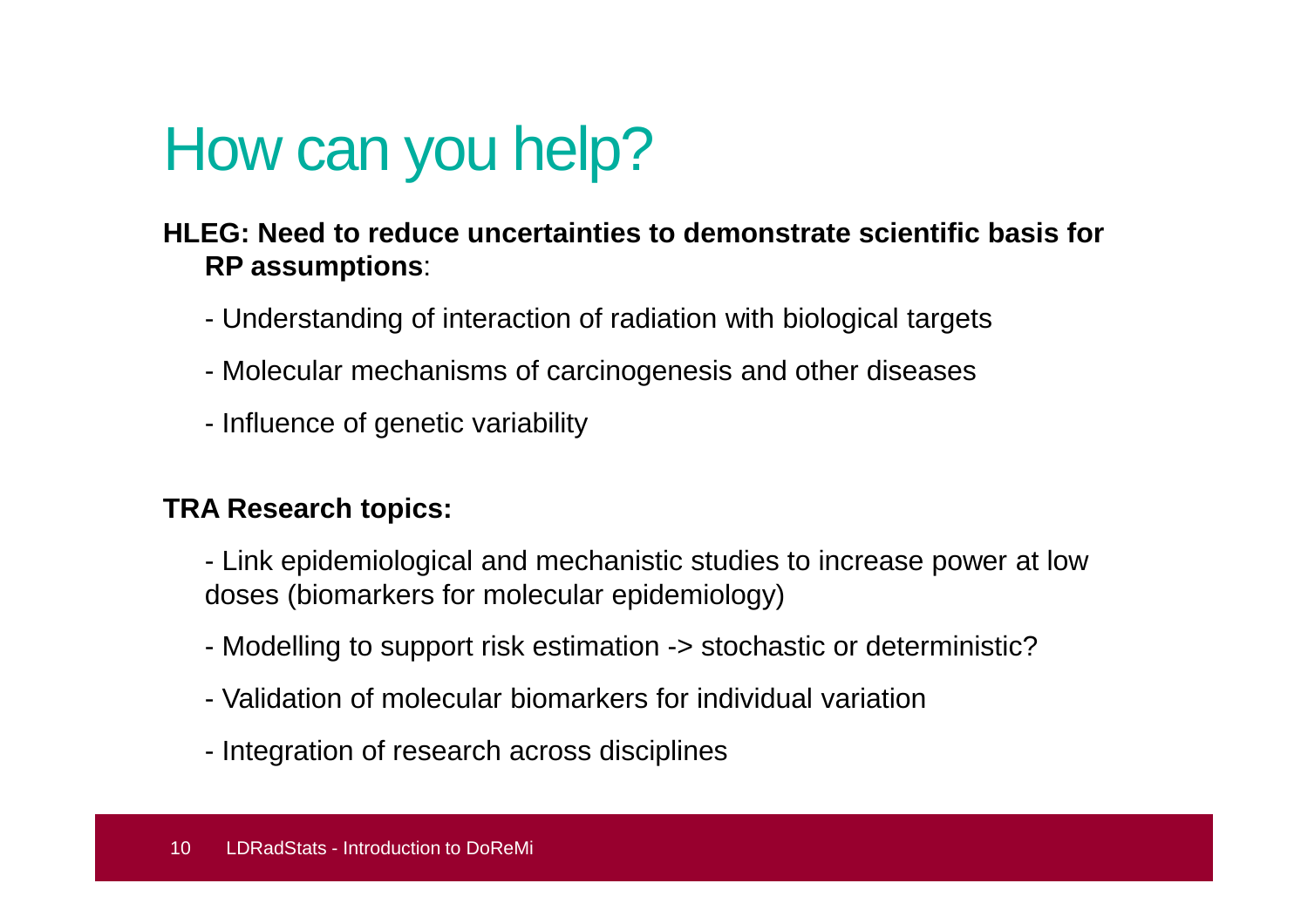# How can you help?

**HLEG: Need to reduce uncertainties to demonstrate scientific basis for RP assumptions**:

- Understanding of interaction of radiation with biological targets
- Molecular mechanisms of carcinogenesis and other diseases
- Influence of genetic variability

**TRA Research topics:**

- Link epidemiological and mechanistic studies to increase power at low doses (biomarkers for molecular epidemiology)
- Modelling to support risk estimation -> stochastic or deterministic?
- Validation of molecular biomarkers for individual variation
- Integration of research across disciplines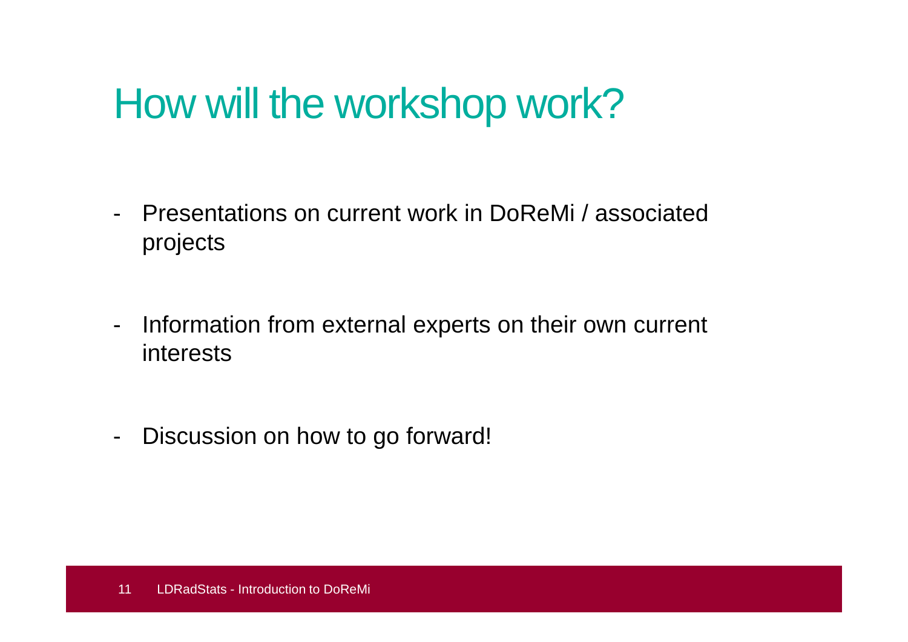# How will the workshop work?

- Presentations on current work in DoReMi / associated projects

- Information from external experts on their own current interests

- Discussion on how to go forward!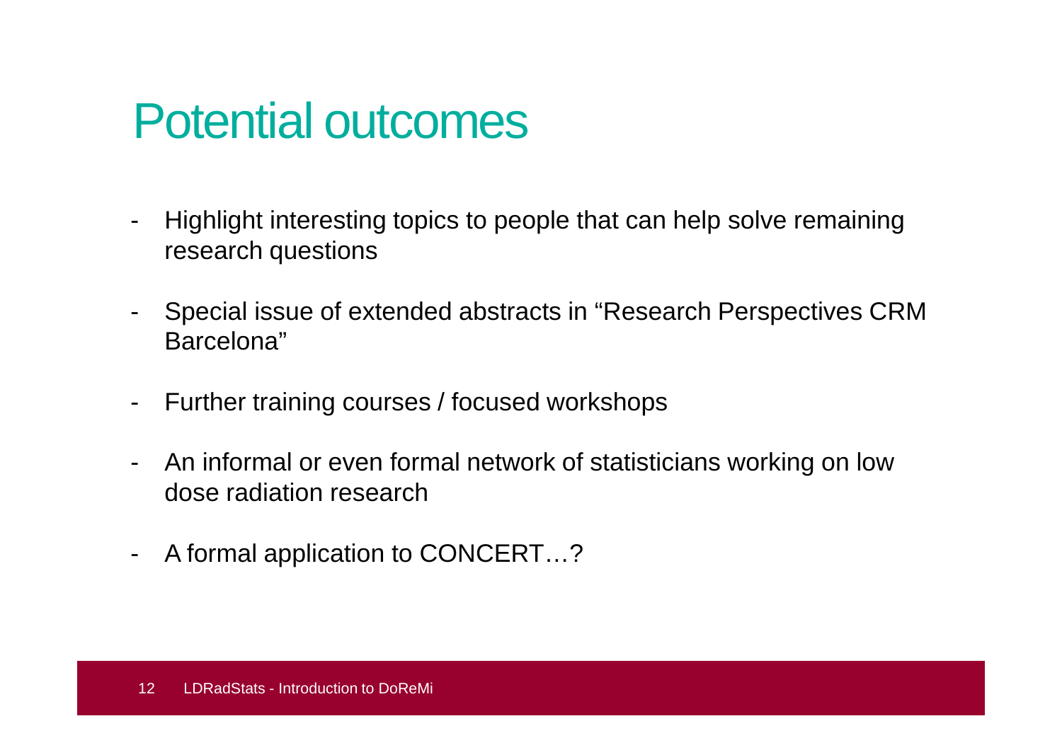# Potential outcomes

- Highlight interesting topics to people that can help solve remaining research questions
- Special issue of extended abstracts in “Research Perspectives CRM Barcelona”
- Further training courses / focused workshops
- An informal or even formal network of statisticians working on low dose radiation research
- A formal application to CONCERT…?